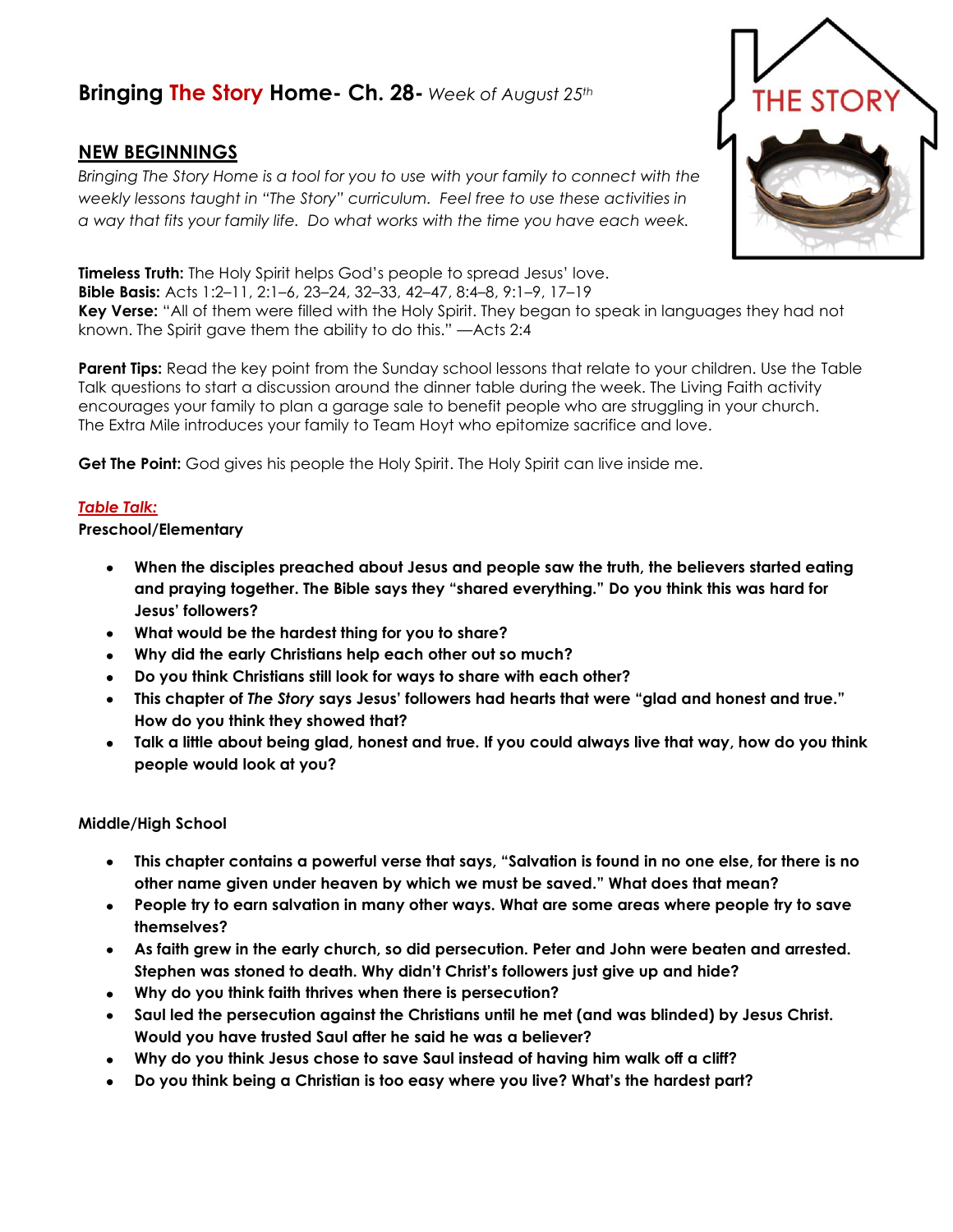# Bringing The Story Home- Ch. 28- *Week of August 25th*

## NEW BEGINNINGS

*Bringing The Story Home is a tool for you to use with your family to connect with the weekly lessons taught in "The Story" curriculum. Feel free to use these activities in a way that fits your family life. Do what works with the time you have each week.*

**Timeless Truth:** The Holy Spirit helps God's people to spread Jesus' love.
**Bible Basis:** Acts 1:2–11, 2:1–6, 23–24, 32–33, 42–47, 8:4–8, 9:1–9, 17–19
**Key Verse:** "All of them were filled with the Holy Spirit. They began to speak in languages they had not known. The Spirit gave them the ability to do this." —Acts 2:4

**Parent Tips:** Read the key point from the Sunday school lessons that relate to your children. Use the Table Talk questions to start a discussion around the dinner table during the week. The Living Faith activity encourages your family to plan a garage sale to benefit people who are struggling in your church. The Extra Mile introduces your family to Team Hoyt who epitomize sacrifice and love.

**Get The Point:** God gives his people the Holy Spirit. The Holy Spirit can live inside me.

***Table Talk:***

**Preschool/Elementary**

- **When the disciples preached about Jesus and people saw the truth, the believers started eating and praying together. The Bible says they "shared everything." Do you think this was hard for Jesus' followers?**
- **What would be the hardest thing for you to share?**
- **Why did the early Christians help each other out so much?**
- **Do you think Christians still look for ways to share with each other?**
- **This chapter of *The Story* says Jesus' followers had hearts that were "glad and honest and true." How do you think they showed that?**
- **Talk a little about being glad, honest and true. If you could always live that way, how do you think people would look at you?**

**Middle/High School**

- **This chapter contains a powerful verse that says, "Salvation is found in no one else, for there is no other name given under heaven by which we must be saved." What does that mean?**
- **People try to earn salvation in many other ways. What are some areas where people try to save themselves?**
- **As faith grew in the early church, so did persecution. Peter and John were beaten and arrested. Stephen was stoned to death. Why didn't Christ's followers just give up and hide?**
- **Why do you think faith thrives when there is persecution?**
- **Saul led the persecution against the Christians until he met (and was blinded) by Jesus Christ. Would you have trusted Saul after he said he was a believer?**
- **Why do you think Jesus chose to save Saul instead of having him walk off a cliff?**
- **Do you think being a Christian is too easy where you live? What's the hardest part?**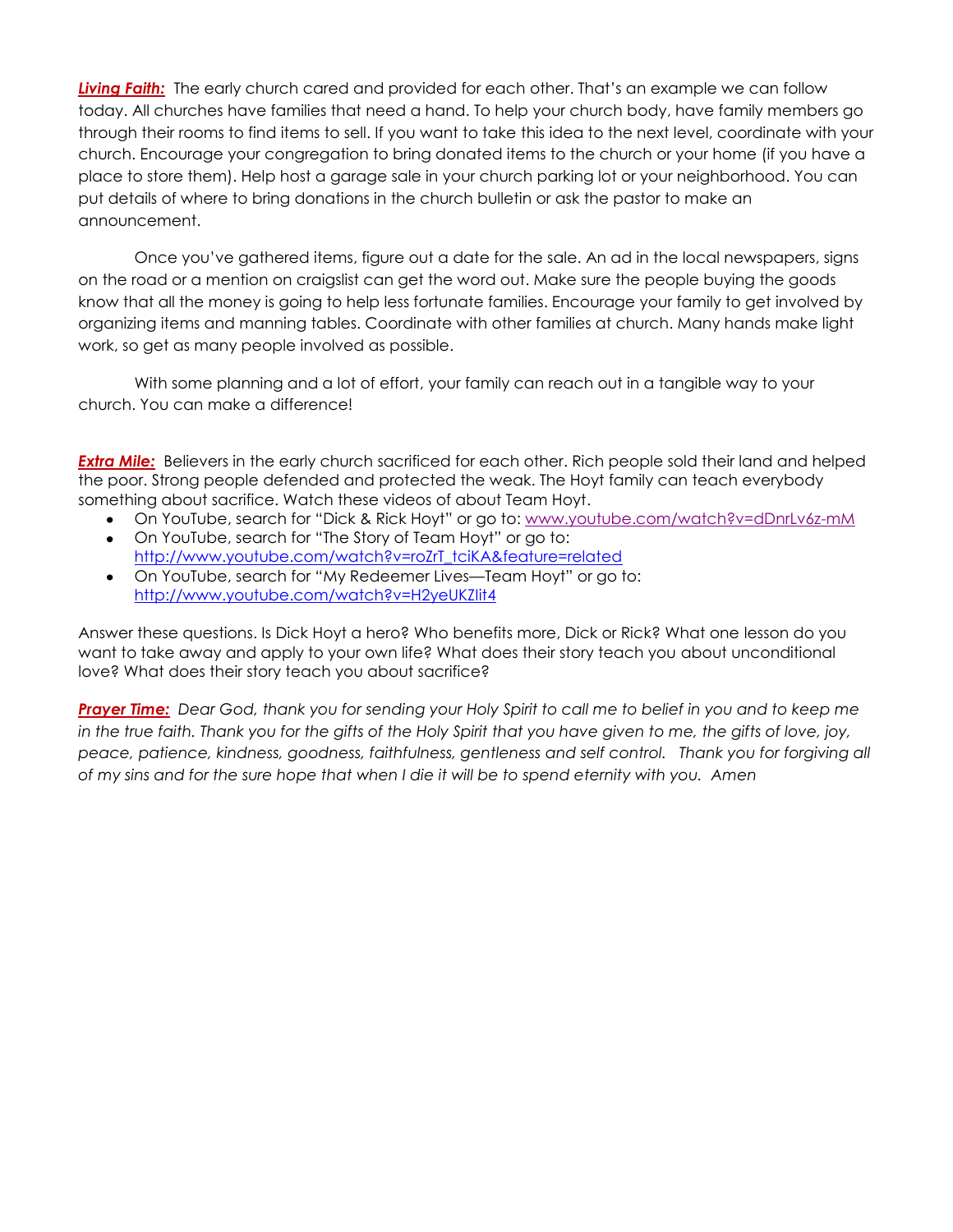***Living Faith:*** The early church cared and provided for each other. That's an example we can follow today. All churches have families that need a hand. To help your church body, have family members go through their rooms to find items to sell. If you want to take this idea to the next level, coordinate with your church. Encourage your congregation to bring donated items to the church or your home (if you have a place to store them). Help host a garage sale in your church parking lot or your neighborhood. You can put details of where to bring donations in the church bulletin or ask the pastor to make an announcement.

Once you've gathered items, figure out a date for the sale. An ad in the local newspapers, signs on the road or a mention on craigslist can get the word out. Make sure the people buying the goods know that all the money is going to help less fortunate families. Encourage your family to get involved by organizing items and manning tables. Coordinate with other families at church. Many hands make light work, so get as many people involved as possible.

With some planning and a lot of effort, your family can reach out in a tangible way to your church. You can make a difference!

***Extra Mile:*** Believers in the early church sacrificed for each other. Rich people sold their land and helped the poor. Strong people defended and protected the weak. The Hoyt family can teach everybody something about sacrifice. Watch these videos of about Team Hoyt.

- On YouTube, search for "Dick & Rick Hoyt" or go to: www.youtube.com/watch?v=dDnrLv6z-mM
- On YouTube, search for "The Story of Team Hoyt" or go to: http://www.youtube.com/watch?v=roZrT_tciKA&feature=related
- On YouTube, search for "My Redeemer Lives—Team Hoyt" or go to: http://www.youtube.com/watch?v=H2yeUKZIit4

Answer these questions. Is Dick Hoyt a hero? Who benefits more, Dick or Rick? What one lesson do you want to take away and apply to your own life? What does their story teach you about unconditional love? What does their story teach you about sacrifice?

***Prayer Time:*** *Dear God, thank you for sending your Holy Spirit to call me to belief in you and to keep me in the true faith. Thank you for the gifts of the Holy Spirit that you have given to me, the gifts of love, joy, peace, patience, kindness, goodness, faithfulness, gentleness and self control. Thank you for forgiving all of my sins and for the sure hope that when I die it will be to spend eternity with you. Amen*